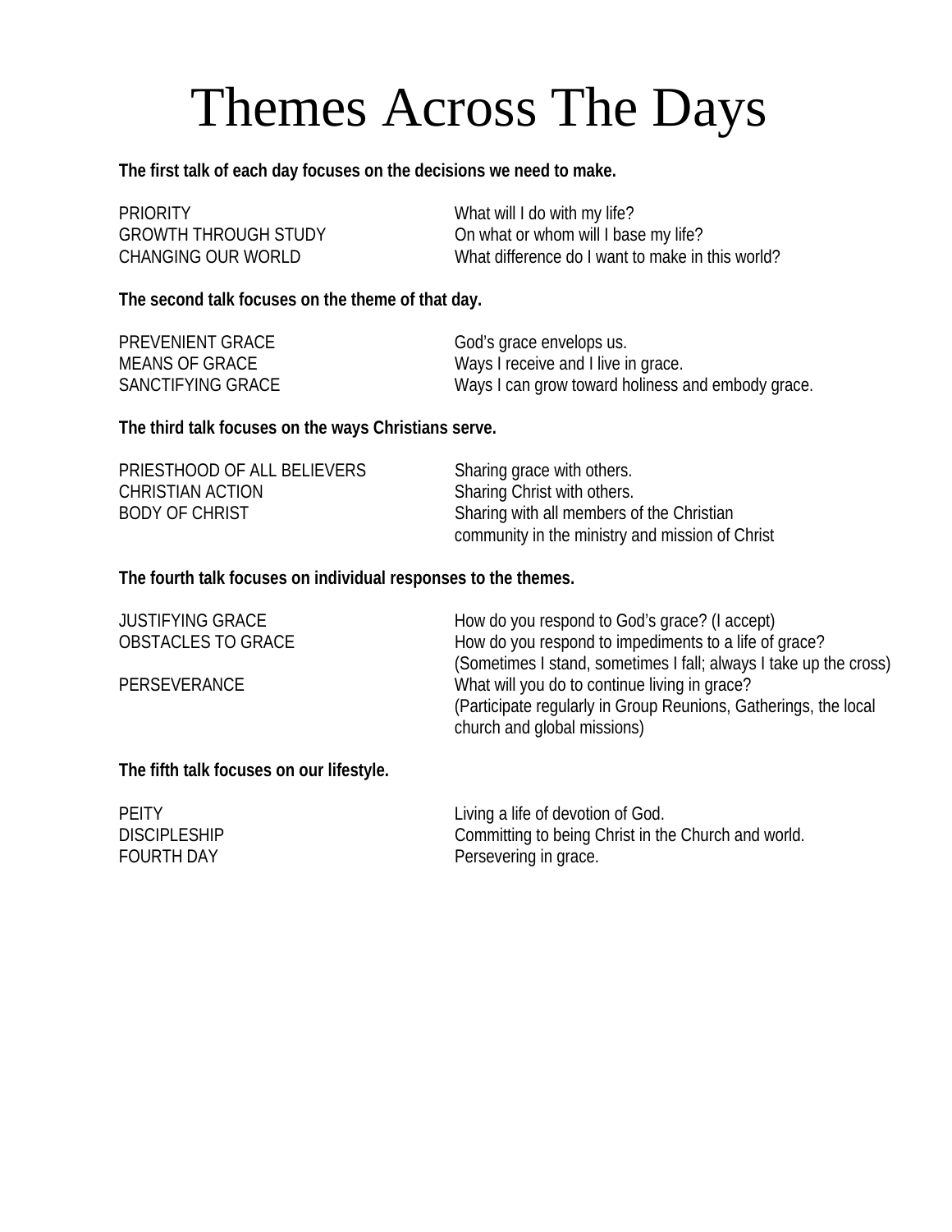# Themes Across The Days

**The first talk of each day focuses on the decisions we need to make.**

| | |
|---|---|
| PRIORITY | What will I do with my life? |
| GROWTH THROUGH STUDY | On what or whom will I base my life? |
| CHANGING OUR WORLD | What difference do I want to make in this world? |

**The second talk focuses on the theme of that day.**

| | |
|---|---|
| PREVENIENT GRACE | God's grace envelops us. |
| MEANS OF GRACE | Ways I receive and I live in grace. |
| SANCTIFYING GRACE | Ways I can grow toward holiness and embody grace. |

**The third talk focuses on the ways Christians serve.**

| | |
|---|---|
| PRIESTHOOD OF ALL BELIEVERS | Sharing grace with others. |
| CHRISTIAN ACTION | Sharing Christ with others. |
| BODY OF CHRIST | Sharing with all members of the Christian community in the ministry and mission of Christ |

**The fourth talk focuses on individual responses to the themes.**

| | |
|---|---|
| JUSTIFYING GRACE | How do you respond to God's grace? (I accept) |
| OBSTACLES TO GRACE | How do you respond to impediments to a life of grace? (Sometimes I stand, sometimes I fall; always I take up the cross) |
| PERSEVERANCE | What will you do to continue living in grace? (Participate regularly in Group Reunions, Gatherings, the local church and global missions) |

**The fifth talk focuses on our lifestyle.**

| | |
|---|---|
| PEITY | Living a life of devotion of God. |
| DISCIPLESHIP | Committing to being Christ in the Church and world. |
| FOURTH DAY | Persevering in grace. |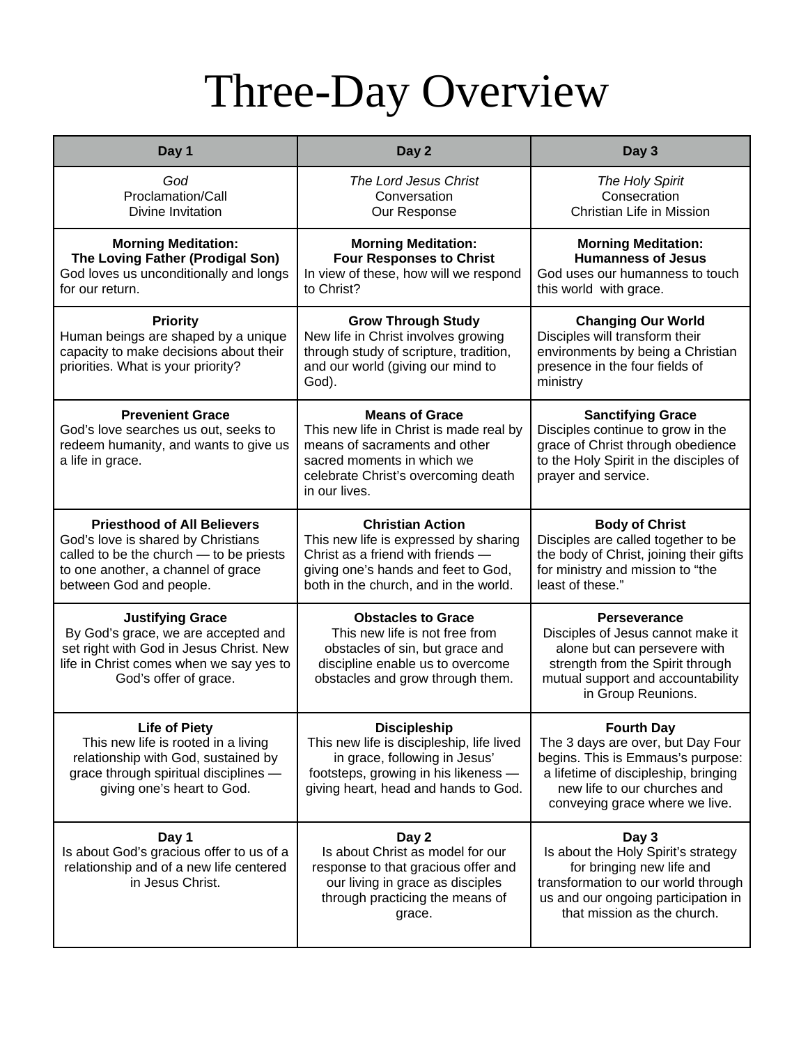# Three-Day Overview

| Day 1 | Day 2 | Day 3 |
|---|---|---|
| *God*<br>Proclamation/Call<br>Divine Invitation | *The Lord Jesus Christ*<br>Conversation<br>Our Response | *The Holy Spirit*<br>Consecration<br>Christian Life in Mission |
| **Morning Meditation: The Loving Father (Prodigal Son)**<br>God loves us unconditionally and longs for our return. | **Morning Meditation: Four Responses to Christ**<br>In view of these, how will we respond to Christ? | **Morning Meditation: Humanness of Jesus**<br>God uses our humanness to touch this world with grace. |
| **Priority**<br>Human beings are shaped by a unique capacity to make decisions about their priorities. What is your priority? | **Grow Through Study**<br>New life in Christ involves growing through study of scripture, tradition, and our world (giving our mind to God). | **Changing Our World**<br>Disciples will transform their environments by being a Christian presence in the four fields of ministry |
| **Prevenient Grace**<br>God's love searches us out, seeks to redeem humanity, and wants to give us a life in grace. | **Means of Grace**<br>This new life in Christ is made real by means of sacraments and other sacred moments in which we celebrate Christ's overcoming death in our lives. | **Sanctifying Grace**<br>Disciples continue to grow in the grace of Christ through obedience to the Holy Spirit in the disciples of prayer and service. |
| **Priesthood of All Believers**<br>God's love is shared by Christians called to be the church — to be priests to one another, a channel of grace between God and people. | **Christian Action**<br>This new life is expressed by sharing Christ as a friend with friends — giving one's hands and feet to God, both in the church, and in the world. | **Body of Christ**<br>Disciples are called together to be the body of Christ, joining their gifts for ministry and mission to "the least of these." |
| **Justifying Grace**<br>By God's grace, we are accepted and set right with God in Jesus Christ. New life in Christ comes when we say yes to God's offer of grace. | **Obstacles to Grace**<br>This new life is not free from obstacles of sin, but grace and discipline enable us to overcome obstacles and grow through them. | **Perseverance**<br>Disciples of Jesus cannot make it alone but can persevere with strength from the Spirit through mutual support and accountability in Group Reunions. |
| **Life of Piety**<br>This new life is rooted in a living relationship with God, sustained by grace through spiritual disciplines — giving one's heart to God. | **Discipleship**<br>This new life is discipleship, life lived in grace, following in Jesus' footsteps, growing in his likeness — giving heart, head and hands to God. | **Fourth Day**<br>The 3 days are over, but Day Four begins. This is Emmaus's purpose: a lifetime of discipleship, bringing new life to our churches and conveying grace where we live. |
| **Day 1**<br>Is about God's gracious offer to us of a relationship and of a new life centered in Jesus Christ. | **Day 2**<br>Is about Christ as model for our response to that gracious offer and our living in grace as disciples through practicing the means of grace. | **Day 3**<br>Is about the Holy Spirit's strategy for bringing new life and transformation to our world through us and our ongoing participation in that mission as the church. |